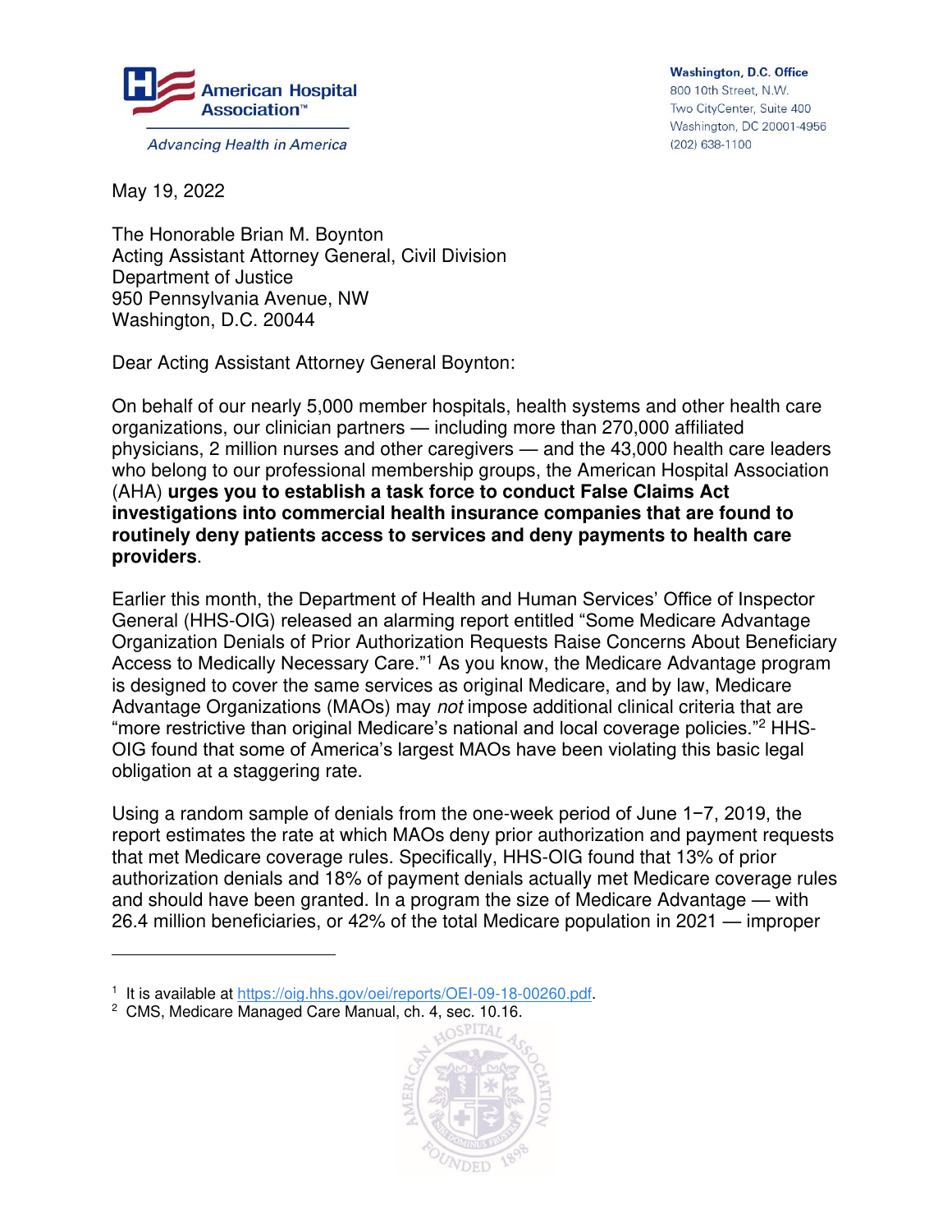American Hospital Association™

*Advancing Health in America*

**Washington, D.C. Office**
800 10th Street, N.W.
Two CityCenter, Suite 400
Washington, DC 20001-4956
(202) 638-1100

May 19, 2022

The Honorable Brian M. Boynton
Acting Assistant Attorney General, Civil Division
Department of Justice
950 Pennsylvania Avenue, NW
Washington, D.C. 20044

Dear Acting Assistant Attorney General Boynton:

On behalf of our nearly 5,000 member hospitals, health systems and other health care organizations, our clinician partners — including more than 270,000 affiliated physicians, 2 million nurses and other caregivers — and the 43,000 health care leaders who belong to our professional membership groups, the American Hospital Association (AHA) **urges you to establish a task force to conduct False Claims Act investigations into commercial health insurance companies that are found to routinely deny patients access to services and deny payments to health care providers**.

Earlier this month, the Department of Health and Human Services' Office of Inspector General (HHS-OIG) released an alarming report entitled "Some Medicare Advantage Organization Denials of Prior Authorization Requests Raise Concerns About Beneficiary Access to Medically Necessary Care."[1] As you know, the Medicare Advantage program is designed to cover the same services as original Medicare, and by law, Medicare Advantage Organizations (MAOs) may *not* impose additional clinical criteria that are "more restrictive than original Medicare's national and local coverage policies."[2] HHS-OIG found that some of America's largest MAOs have been violating this basic legal obligation at a staggering rate.

Using a random sample of denials from the one-week period of June 1−7, 2019, the report estimates the rate at which MAOs deny prior authorization and payment requests that met Medicare coverage rules. Specifically, HHS-OIG found that 13% of prior authorization denials and 18% of payment denials actually met Medicare coverage rules and should have been granted. In a program the size of Medicare Advantage — with 26.4 million beneficiaries, or 42% of the total Medicare population in 2021 — improper

[1] It is available at https://oig.hhs.gov/oei/reports/OEI-09-18-00260.pdf.
[2] CMS, Medicare Managed Care Manual, ch. 4, sec. 10.16.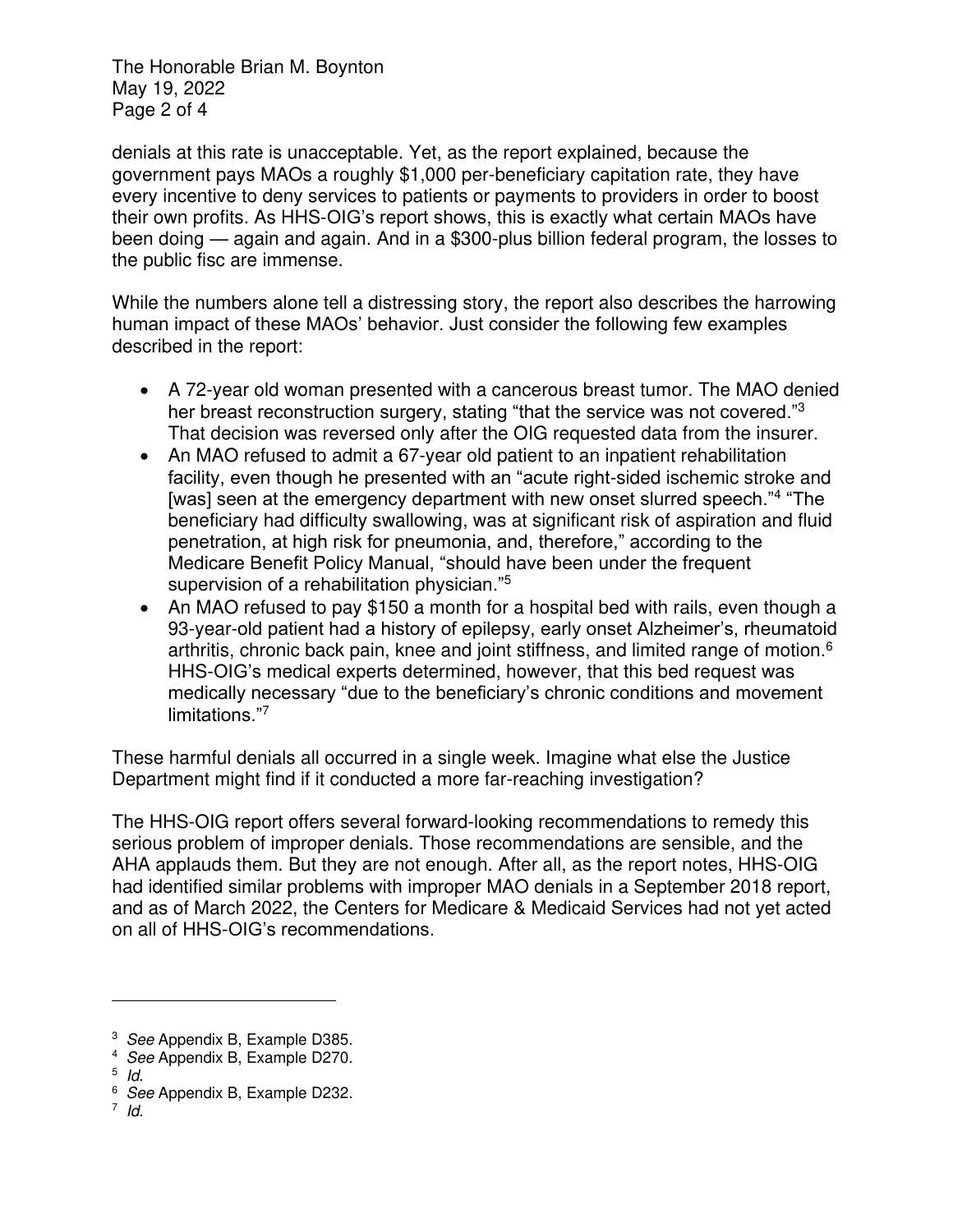denials at this rate is unacceptable. Yet, as the report explained, because the government pays MAOs a roughly $1,000 per-beneficiary capitation rate, they have every incentive to deny services to patients or payments to providers in order to boost their own profits. As HHS-OIG's report shows, this is exactly what certain MAOs have been doing — again and again. And in a $300-plus billion federal program, the losses to the public fisc are immense.

While the numbers alone tell a distressing story, the report also describes the harrowing human impact of these MAOs' behavior. Just consider the following few examples described in the report:

- A 72-year old woman presented with a cancerous breast tumor. The MAO denied her breast reconstruction surgery, stating "that the service was not covered."[3] That decision was reversed only after the OIG requested data from the insurer.
- An MAO refused to admit a 67-year old patient to an inpatient rehabilitation facility, even though he presented with an "acute right-sided ischemic stroke and [was] seen at the emergency department with new onset slurred speech."[4] "The beneficiary had difficulty swallowing, was at significant risk of aspiration and fluid penetration, at high risk for pneumonia, and, therefore," according to the Medicare Benefit Policy Manual, "should have been under the frequent supervision of a rehabilitation physician."[5]
- An MAO refused to pay $150 a month for a hospital bed with rails, even though a 93-year-old patient had a history of epilepsy, early onset Alzheimer's, rheumatoid arthritis, chronic back pain, knee and joint stiffness, and limited range of motion.[6] HHS-OIG's medical experts determined, however, that this bed request was medically necessary "due to the beneficiary's chronic conditions and movement limitations."[7]

These harmful denials all occurred in a single week. Imagine what else the Justice Department might find if it conducted a more far-reaching investigation?

The HHS-OIG report offers several forward-looking recommendations to remedy this serious problem of improper denials. Those recommendations are sensible, and the AHA applauds them. But they are not enough. After all, as the report notes, HHS-OIG had identified similar problems with improper MAO denials in a September 2018 report, and as of March 2022, the Centers for Medicare & Medicaid Services had not yet acted on all of HHS-OIG's recommendations.

---

[3] *See* Appendix B, Example D385.

[4] *See* Appendix B, Example D270.

[5] *Id.*

[6] *See* Appendix B, Example D232.

[7] *Id.*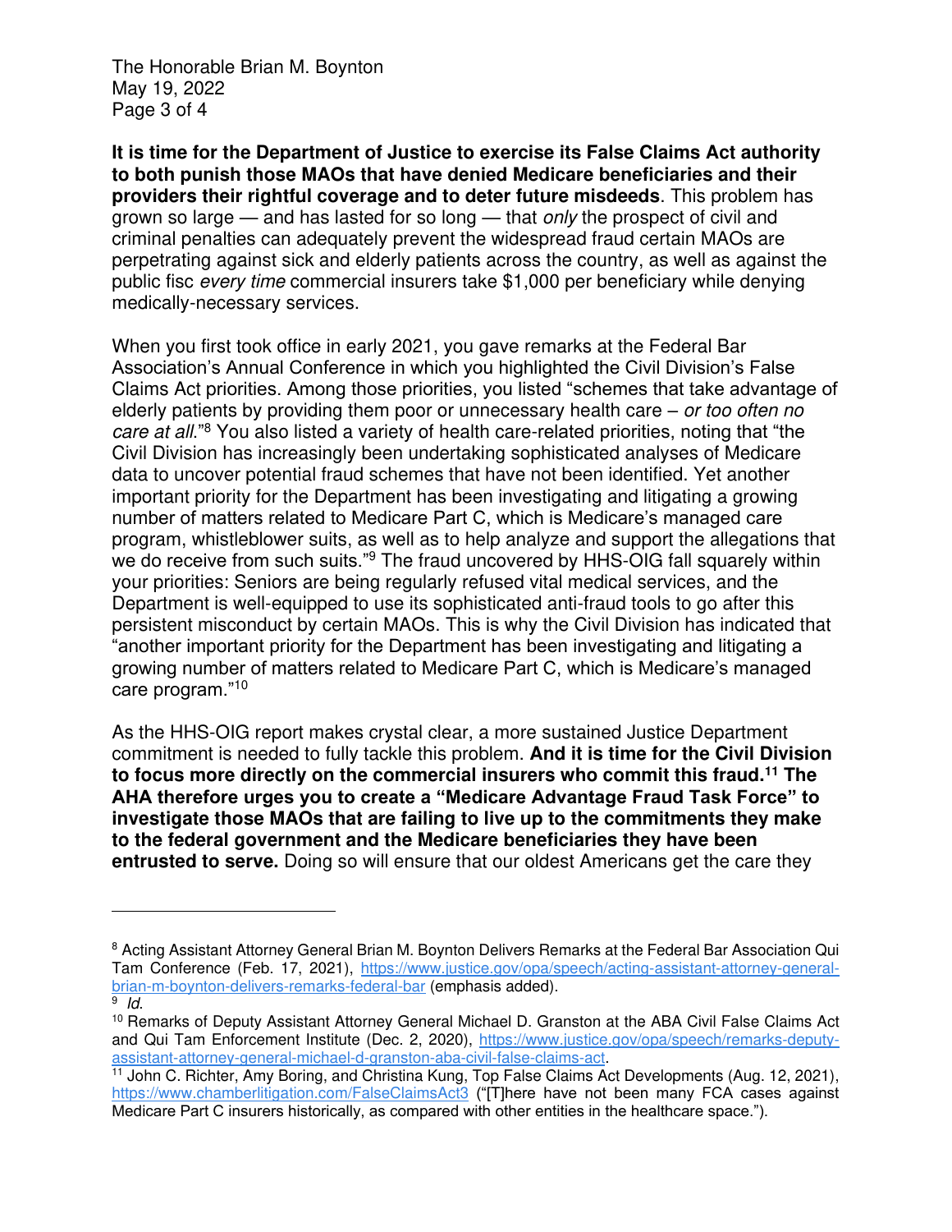**It is time for the Department of Justice to exercise its False Claims Act authority to both punish those MAOs that have denied Medicare beneficiaries and their providers their rightful coverage and to deter future misdeeds**. This problem has grown so large — and has lasted for so long — that *only* the prospect of civil and criminal penalties can adequately prevent the widespread fraud certain MAOs are perpetrating against sick and elderly patients across the country, as well as against the public fisc *every time* commercial insurers take $1,000 per beneficiary while denying medically-necessary services.

When you first took office in early 2021, you gave remarks at the Federal Bar Association's Annual Conference in which you highlighted the Civil Division's False Claims Act priorities. Among those priorities, you listed "schemes that take advantage of elderly patients by providing them poor or unnecessary health care – *or too often no care at all*."[8] You also listed a variety of health care-related priorities, noting that "the Civil Division has increasingly been undertaking sophisticated analyses of Medicare data to uncover potential fraud schemes that have not been identified. Yet another important priority for the Department has been investigating and litigating a growing number of matters related to Medicare Part C, which is Medicare's managed care program, whistleblower suits, as well as to help analyze and support the allegations that we do receive from such suits."[9] The fraud uncovered by HHS-OIG fall squarely within your priorities: Seniors are being regularly refused vital medical services, and the Department is well-equipped to use its sophisticated anti-fraud tools to go after this persistent misconduct by certain MAOs. This is why the Civil Division has indicated that "another important priority for the Department has been investigating and litigating a growing number of matters related to Medicare Part C, which is Medicare's managed care program."[10]

As the HHS-OIG report makes crystal clear, a more sustained Justice Department commitment is needed to fully tackle this problem. **And it is time for the Civil Division to focus more directly on the commercial insurers who commit this fraud.[11] The AHA therefore urges you to create a "Medicare Advantage Fraud Task Force" to investigate those MAOs that are failing to live up to the commitments they make to the federal government and the Medicare beneficiaries they have been entrusted to serve.** Doing so will ensure that our oldest Americans get the care they

---

[8] Acting Assistant Attorney General Brian M. Boynton Delivers Remarks at the Federal Bar Association Qui Tam Conference (Feb. 17, 2021), https://www.justice.gov/opa/speech/acting-assistant-attorney-general-brian-m-boynton-delivers-remarks-federal-bar (emphasis added).

[9] *Id.*

[10] Remarks of Deputy Assistant Attorney General Michael D. Granston at the ABA Civil False Claims Act and Qui Tam Enforcement Institute (Dec. 2, 2020), https://www.justice.gov/opa/speech/remarks-deputy-assistant-attorney-general-michael-d-granston-aba-civil-false-claims-act.

[11] John C. Richter, Amy Boring, and Christina Kung, Top False Claims Act Developments (Aug. 12, 2021), https://www.chamberlitigation.com/FalseClaimsAct3 ("[T]here have not been many FCA cases against Medicare Part C insurers historically, as compared with other entities in the healthcare space.").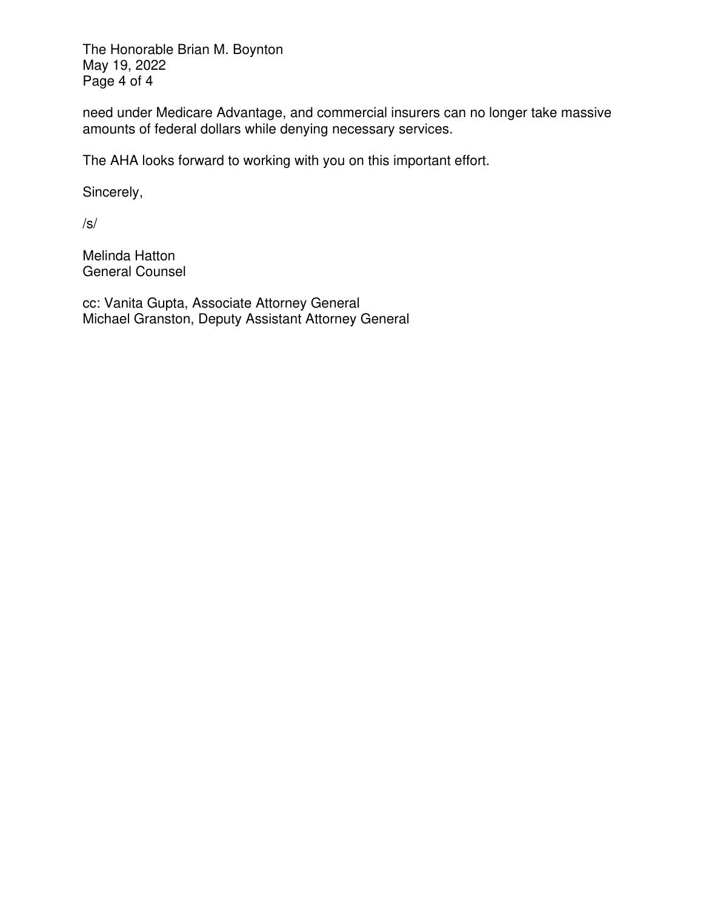need under Medicare Advantage, and commercial insurers can no longer take massive amounts of federal dollars while denying necessary services.

The AHA looks forward to working with you on this important effort.

Sincerely,

/s/

Melinda Hatton
General Counsel

cc: Vanita Gupta, Associate Attorney General
Michael Granston, Deputy Assistant Attorney General